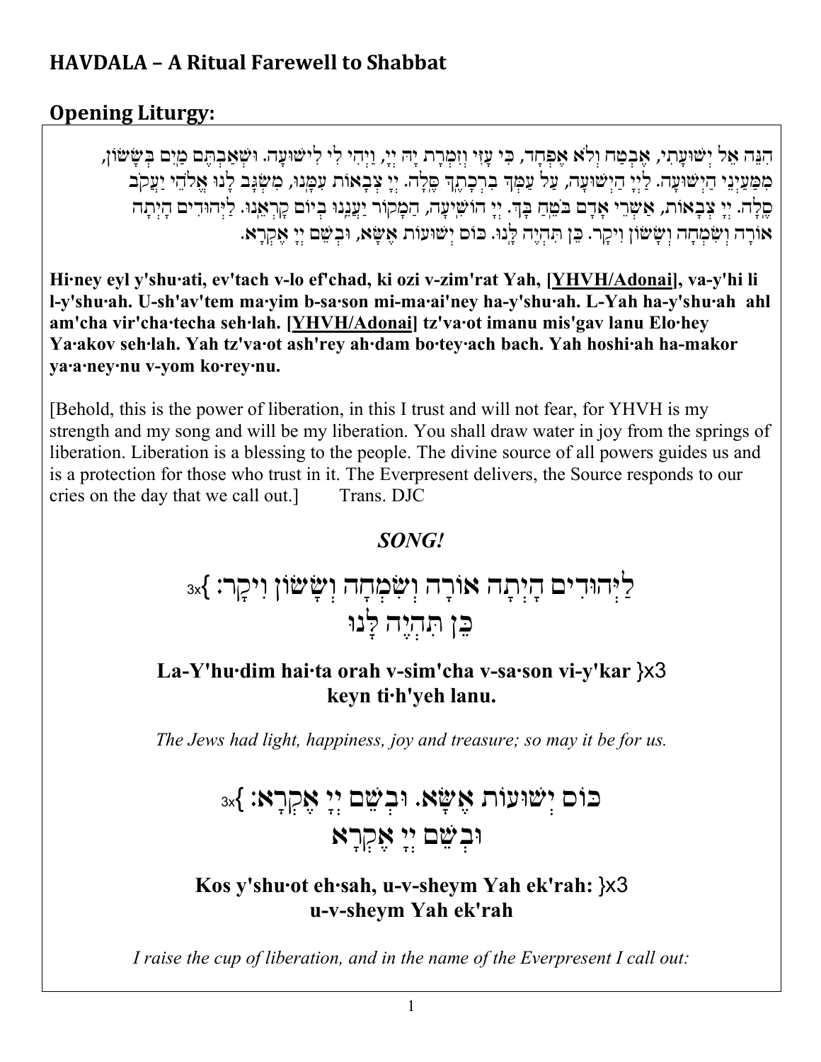## HAVDALA – A Ritual Farewell to Shabbat

## Opening Liturgy:

הִנֵּה אֵל יְשׁוּעָתִי, אֶבְטַח וְלֹא אֶפְחָד, כִּי עָזִּי וְזִמְרָת יָהּ יְיָ, וַיְהִי לִי לִישׁוּעָה. וּשְׁאַבְתֶּם מַיִם בְּשָׂשׂוֹן, מִמַּעַיְנֵי הַיְשׁוּעָה. לַיְיָ הַיְשׁוּעָה, עַל עַמְּךָ בִרְכָתֶךָ סֶּלָה. יְיָ צְבָאוֹת עִמָּנוּ, מִשְׂגָּב לָנוּ אֱלֹהֵי יַעֲקֹב סֶלָה. יְיָ צְבָאוֹת, אַשְׁרֵי אָדָם בֹּטֵחַ בָּךְ. יְיָ הוֹשִׁיעָה, הַמָּקוֹר יַעֲנֵנוּ בְיוֹם קָרְאֵנוּ. לַיְּהוּדִים הָיְתָה אוֹרָה וְשִׂמְחָה וְשָׂשׂוֹן וִיקָר. כֵּן תִּהְיֶה לָּנוּ. כּוֹס יְשׁוּעוֹת אֶשָּׂא, וּבְשֵׁם יְיָ אֶקְרָא.

**Hi·ney eyl y'shu·ati, ev'tach v-lo ef'chad, ki ozi v-zim'rat Yah, [YHVH/Adonai], va-y'hi li l-y'shu·ah. U-sh'av'tem ma·yim b-sa·son mi-ma·ai'ney ha-y'shu·ah. L-Yah ha-y'shu·ah ahl am'cha vir'cha·techa seh·lah. [YHVH/Adonai] tz'va·ot imanu mis'gav lanu Elo·hey Ya·akov seh·lah. Yah tz'va·ot ash'rey ah·dam bo·tey·ach bach. Yah hoshi·ah ha-makor ya·a·ney·nu v-yom ko·rey·nu.**

[Behold, this is the power of liberation, in this I trust and will not fear, for YHVH is my strength and my song and will be my liberation. You shall draw water in joy from the springs of liberation. Liberation is a blessing to the people. The divine source of all powers guides us and is a protection for those who trust in it. The Everpresent delivers, the Source responds to our cries on the day that we call out.] Trans. DJC

### *SONG!*

לַיְּהוּדִים הָיְתָה אוֹרָה וְשִׂמְחָה וְשָׂשׂוֹן וִיקָר: }3x
כֵּן תִּהְיֶה לָּנוּ

**La-Y'hu·dim hai·ta orah v-sim'cha v-sa·son vi-y'kar }x3**
**keyn ti·h'yeh lanu.**

*The Jews had light, happiness, joy and treasure; so may it be for us.*

כּוֹס יְשׁוּעוֹת אֶשָּׂא. וּבְשֵׁם יְיָ אֶקְרָא: }3x
וּבְשֵׁם יְיָ אֶקְרָא

**Kos y'shu·ot eh·sah, u-v-sheym Yah ek'rah: }x3**
**u-v-sheym Yah ek'rah**

*I raise the cup of liberation, and in the name of the Everpresent I call out:*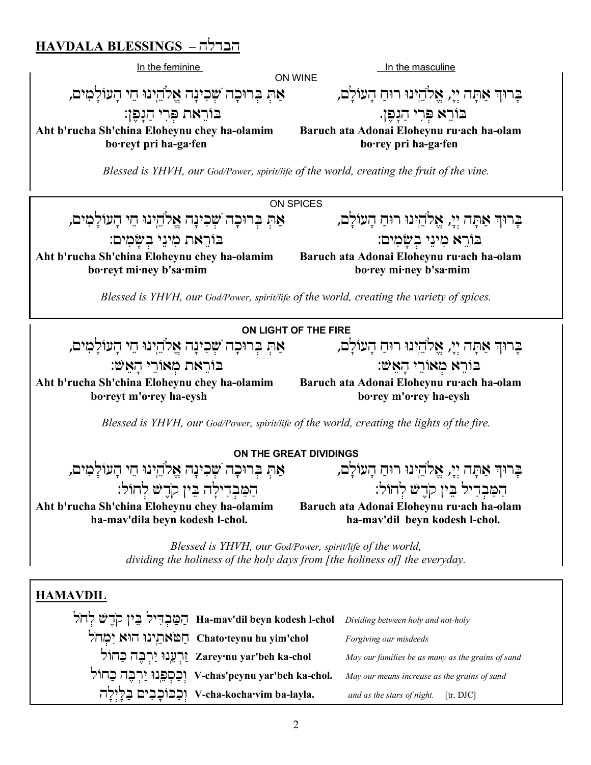## HAVDALA BLESSINGS – הבדלה

In the feminine | In the masculine

ON WINE

אַתְּ בְּרוּכָה שְׁכִינָה אֱלֹהֵינוּ חֵי הָעוֹלָמִים,
בּוֹרֵאת פְּרִי הַגָּפֶן:

**Aht b'rucha Sh'china Eloheynu chey ha-olamim**
**bo·reyt pri ha-ga·fen**

בָּרוּךְ אַתָּה יְיָ, אֱלֹהֵינוּ רוּחַ הָעוֹלָם,
בּוֹרֵא פְּרִי הַגָּפֶן.

**Baruch ata Adonai Eloheynu ru·ach ha-olam**
**bo·rey pri ha-ga·fen**

*Blessed is YHVH, our God/Power, spirit/life of the world, creating the fruit of the vine.*

ON SPICES

אַתְּ בְּרוּכָה שְׁכִינָה אֱלֹהֵינוּ חֵי הָעוֹלָמִים,
בּוֹרֵאת מִינֵי בְשָׂמִים:

**Aht b'rucha Sh'china Eloheynu chey ha-olamim**
**bo·reyt mi·ney b'sa·mim**

בָּרוּךְ אַתָּה יְיָ, אֱלֹהֵינוּ רוּחַ הָעוֹלָם,
בּוֹרֵא מִינֵי בְשָׂמִים:

**Baruch ata Adonai Eloheynu ru·ach ha-olam**
**bo·rey mi·ney b'sa·mim**

*Blessed is YHVH, our God/Power, spirit/life of the world, creating the variety of spices.*

**ON LIGHT OF THE FIRE**

אַתְּ בְּרוּכָה שְׁכִינָה אֱלֹהֵינוּ חֵי הָעוֹלָמִים,
בּוֹרֵאת מְאוֹרֵי הָאֵשׁ:

**Aht b'rucha Sh'china Eloheynu chey ha-olamim**
**bo·reyt m'o·rey ha-eysh**

בָּרוּךְ אַתָּה יְיָ, אֱלֹהֵינוּ רוּחַ הָעוֹלָם,
בּוֹרֵא מְאוֹרֵי הָאֵשׁ:

**Baruch ata Adonai Eloheynu ru·ach ha-olam**
**bo·rey m'o·rey ha-eysh**

*Blessed is YHVH, our God/Power, spirit/life of the world, creating the lights of the fire.*

**ON THE GREAT DIVIDINGS**

אַתְּ בְּרוּכָה שְׁכִינָה אֱלֹהֵינוּ חֵי הָעוֹלָמִים,
הַמַּבְדִילָה בֵּין קֹדֶשׁ לְחוֹל:

**Aht b'rucha Sh'china Eloheynu chey ha-olamim**
**ha-mav'dila beyn kodesh l-chol.**

בָּרוּךְ אַתָּה יְיָ, אֱלֹהֵינוּ רוּחַ הָעוֹלָם,
הַמַּבְדִיל בֵּין קֹדֶשׁ לְחוֹל:

**Baruch ata Adonai Eloheynu ru·ach ha-olam**
**ha-mav'dil beyn kodesh l-chol.**

*Blessed is YHVH, our God/Power, spirit/life of the world,*
*dividing the holiness of the holy days from [the holiness of] the everyday.*

## HAMAVDIL

| | | |
|---|---|---|
| הַמַּבְדִּיל בֵּין קֹדֶשׁ לְחֹל | **Ha-mav'dil beyn kodesh l-chol** | *Dividing between holy and not-holy* |
| חַטֹּאתֵינוּ הוּא יִמְחֹל | **Chato·teynu hu yim'chol** | *Forgiving our misdeeds* |
| זַרְעֵנוּ יַרְבֶּה כַּחוֹל | **Zarey·nu yar'beh ka-chol** | *May our families be as many as the grains of sand* |
| וְכַסְפֵּנוּ יַרְבֶּה כַּחוֹל | **V-chas'peynu yar'beh ka-chol.** | *May our means increase as the grains of sand* |
| וְכַכּוֹכָבִים בַּלָּיְלָה | **V-cha-kocha·vim ba-layla.** | *and as the stars of night.* [tr. DJC] |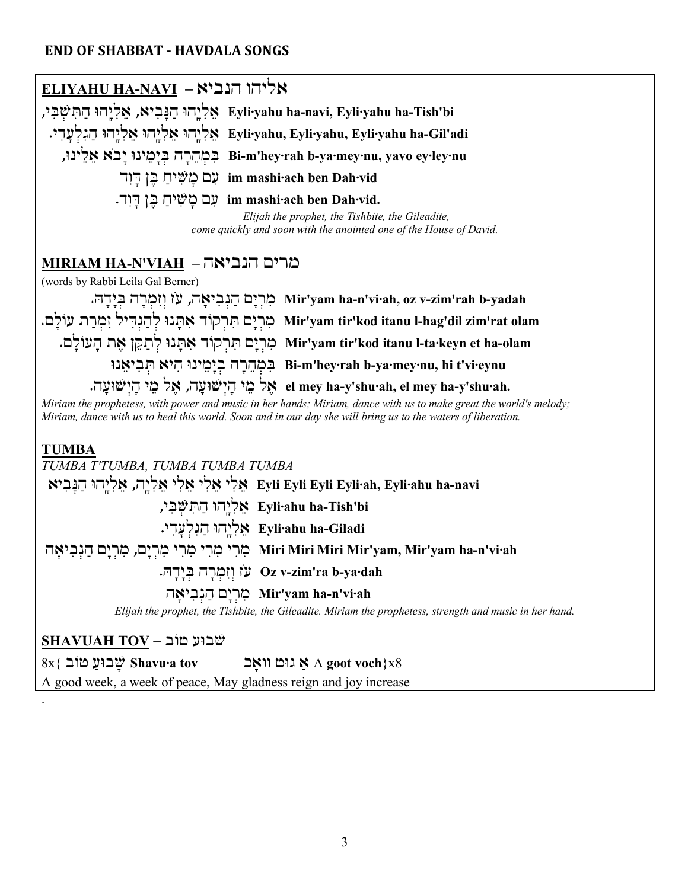## END OF SHABBAT - HAVDALA SONGS

### ELIYAHU HA-NAVI – אליהו הנביא

**Eyli·yahu ha-navi, Eyli·yahu ha-Tish'bi** אֵלִיָּהוּ הַנָּבִיא, אֵלִיָּהוּ הַתִּשְׁבִּי,
**Eyli·yahu, Eyli·yahu, Eyli·yahu ha-Gil'adi** אֵלִיָּהוּ אֵלִיָּהוּ אֵלִיָּהוּ הַגִּלְעָדִי.
**Bi-m'hey·rah b-ya·mey·nu, yavo ey·ley·nu** בִּמְהֵרָה בְּיָמֵינוּ יָבֹא אֵלֵינוּ,
**im mashi·ach ben Dah·vid** עִם מָשִׁיחַ בֶּן דָּוִד
**im mashi·ach ben Dah·vid.** עִם מָשִׁיחַ בֶּן דָּוִד.

*Elijah the prophet, the Tishbite, the Gileadite,*
*come quickly and soon with the anointed one of the House of David.*

### MIRIAM HA-N'VIAH – מרים הנביאה

(words by Rabbi Leila Gal Berner)

**Mir'yam ha-n'vi·ah, oz v-zim'rah b-yadah** מִרְיָם הַנְּבִיאָה, עֹז וְזִמְרָה בְּיָדָהּ.
**Mir'yam tir'kod itanu l-hag'dil zim'rat olam** מִרְיָם תִּרְקוֹד אִתָּנוּ לְהַגְדִּיל זִמְרַת עוֹלָם.
**Mir'yam tir'kod itanu l-ta·keyn et ha-olam** מִרְיָם תִּרְקוֹד אִתָּנוּ לְתַקֵּן אֶת הָעוֹלָם.
**Bi-m'hey·rah b-ya·mey·nu, hi t'vi·eynu** בִּמְהֵרָה בְיָמֵינוּ הִיא תְּבִיאֵנוּ
**el mey ha-y'shu·ah, el mey ha-y'shu·ah.** אֶל מֵי הַיְשׁוּעָה, אֶל מֵי הַיְשׁוּעָה.

*Miriam the prophetess, with power and music in her hands; Miriam, dance with us to make great the world's melody; Miriam, dance with us to heal this world. Soon and in our day she will bring us to the waters of liberation.*

### TUMBA

*TUMBA T'TUMBA, TUMBA TUMBA TUMBA*

**Eyli Eyli Eyli Eyli·ah, Eyli·ahu ha-navi** אֵלִי אֵלִי אֵלִי אֵלִיָּה, אֵלִיָּהוּ הַנָּבִיא
**Eyli·ahu ha-Tish'bi** אֵלִיָּהוּ הַתִּשְׁבִּי,
**Eyli·ahu ha-Giladi** אֵלִיָּהוּ הַגִּלְעָדִי.
**Miri Miri Miri Mir'yam, Mir'yam ha-n'vi·ah** מִרִי מִרִי מִרִי מִרְיָם, מִרְיָם הַנְּבִיאָה
**Oz v-zim'ra b-ya·dah** עֹז וְזִמְרָה בְּיָדָהּ.
**Mir'yam ha-n'vi·ah** מִרְיָם הַנְּבִיאָה

*Elijah the prophet, the Tishbite, the Gileadite. Miriam the prophetess, strength and music in her hand.*

### SHAVUAH TOV – שבוע טוב

8x{ שָׁבוּעַ טוֹב **Shavu·a tov** אַ גוּט וואָך **A goot voch**}x8

A good week, a week of peace, May gladness reign and joy increase